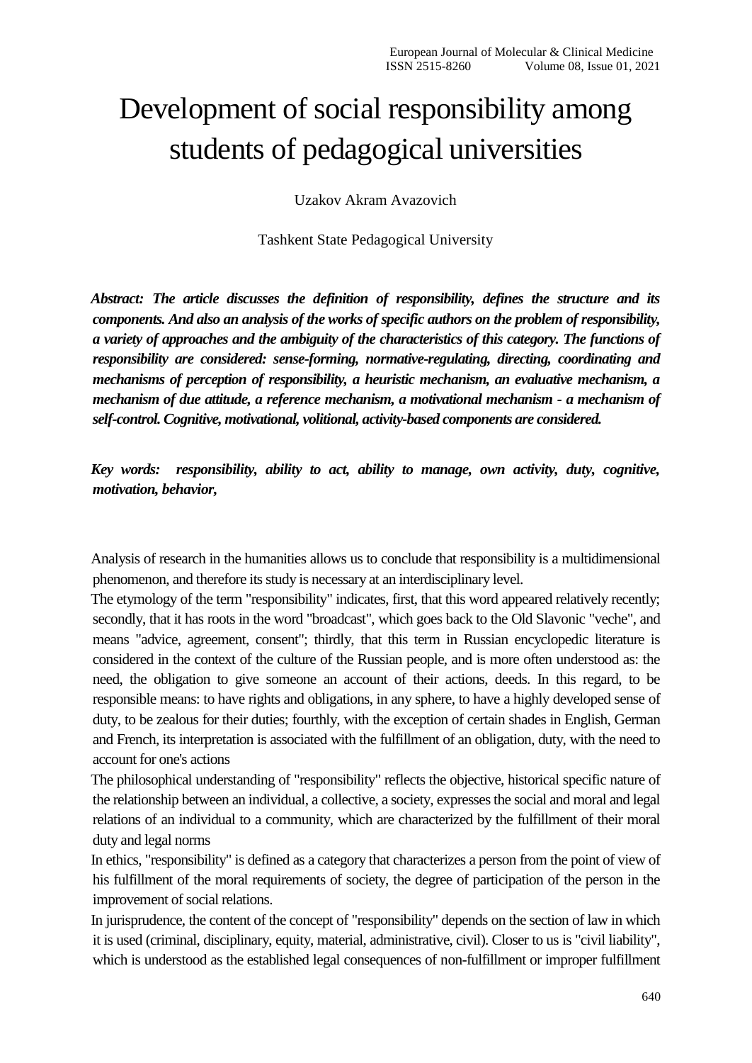# Development of social responsibility among students of pedagogical universities

Uzakov Akram Avazovich

Tashkent State Pedagogical University

***Abstract: The article discusses the definition of responsibility, defines the structure and its components. And also an analysis of the works of specific authors on the problem of responsibility, a variety of approaches and the ambiguity of the characteristics of this category. The functions of responsibility are considered: sense-forming, normative-regulating, directing, coordinating and mechanisms of perception of responsibility, a heuristic mechanism, an evaluative mechanism, a mechanism of due attitude, a reference mechanism, a motivational mechanism - a mechanism of self-control. Cognitive, motivational, volitional, activity-based components are considered.***

***Key words: responsibility, ability to act, ability to manage, own activity, duty, cognitive, motivation, behavior,***

Analysis of research in the humanities allows us to conclude that responsibility is a multidimensional phenomenon, and therefore its study is necessary at an interdisciplinary level.

The etymology of the term "responsibility" indicates, first, that this word appeared relatively recently; secondly, that it has roots in the word "broadcast", which goes back to the Old Slavonic "veche", and means "advice, agreement, consent"; thirdly, that this term in Russian encyclopedic literature is considered in the context of the culture of the Russian people, and is more often understood as: the need, the obligation to give someone an account of their actions, deeds. In this regard, to be responsible means: to have rights and obligations, in any sphere, to have a highly developed sense of duty, to be zealous for their duties; fourthly, with the exception of certain shades in English, German and French, its interpretation is associated with the fulfillment of an obligation, duty, with the need to account for one's actions

The philosophical understanding of "responsibility" reflects the objective, historical specific nature of the relationship between an individual, a collective, a society, expresses the social and moral and legal relations of an individual to a community, which are characterized by the fulfillment of their moral duty and legal norms

In ethics, "responsibility" is defined as a category that characterizes a person from the point of view of his fulfillment of the moral requirements of society, the degree of participation of the person in the improvement of social relations.

In jurisprudence, the content of the concept of "responsibility" depends on the section of law in which it is used (criminal, disciplinary, equity, material, administrative, civil). Closer to us is "civil liability", which is understood as the established legal consequences of non-fulfillment or improper fulfillment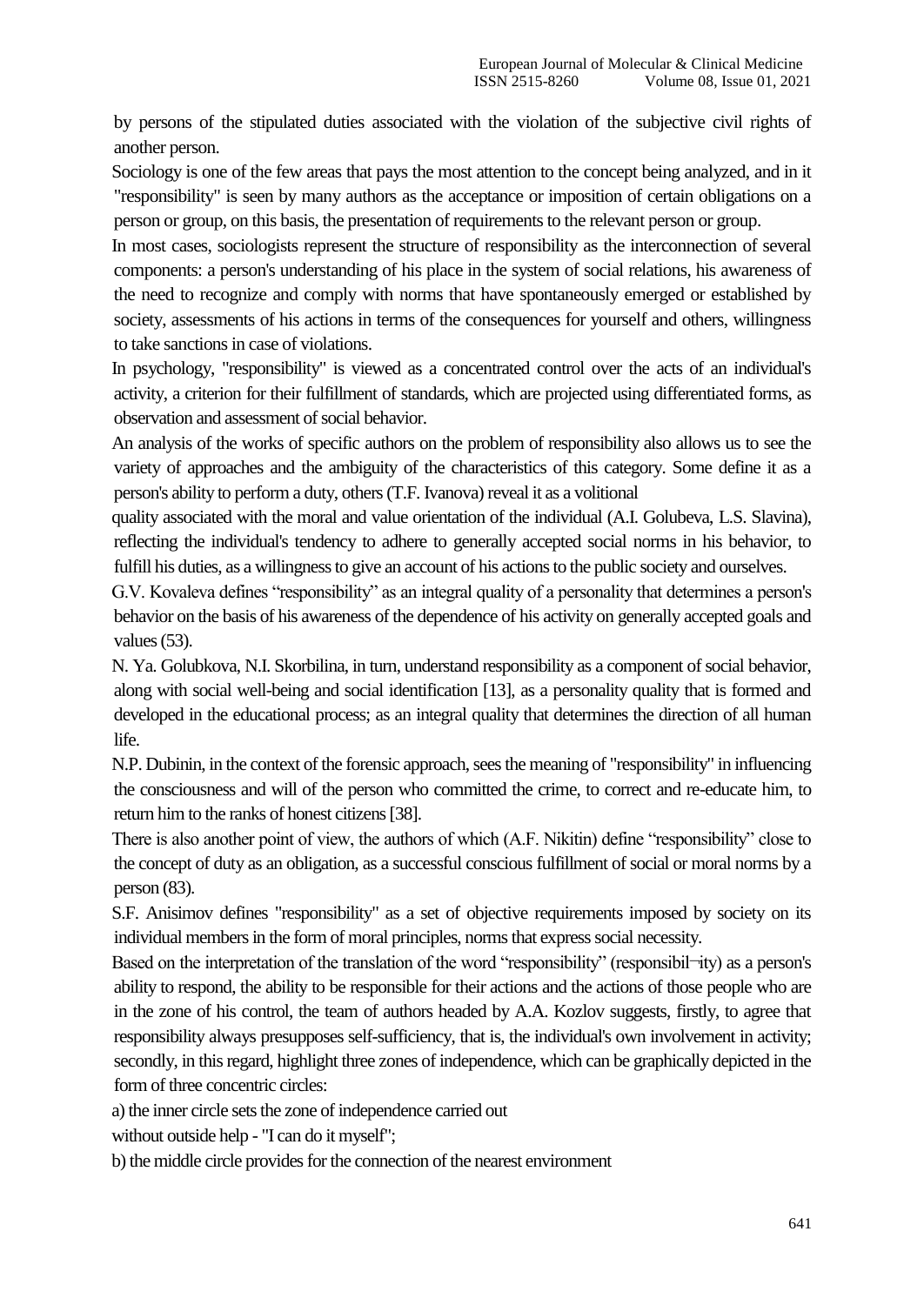by persons of the stipulated duties associated with the violation of the subjective civil rights of another person.

Sociology is one of the few areas that pays the most attention to the concept being analyzed, and in it "responsibility" is seen by many authors as the acceptance or imposition of certain obligations on a person or group, on this basis, the presentation of requirements to the relevant person or group.

In most cases, sociologists represent the structure of responsibility as the interconnection of several components: a person's understanding of his place in the system of social relations, his awareness of the need to recognize and comply with norms that have spontaneously emerged or established by society, assessments of his actions in terms of the consequences for yourself and others, willingness to take sanctions in case of violations.

In psychology, "responsibility" is viewed as a concentrated control over the acts of an individual's activity, a criterion for their fulfillment of standards, which are projected using differentiated forms, as observation and assessment of social behavior.

An analysis of the works of specific authors on the problem of responsibility also allows us to see the variety of approaches and the ambiguity of the characteristics of this category. Some define it as a person's ability to perform a duty, others (T.F. Ivanova) reveal it as a volitional quality associated with the moral and value orientation of the individual (A.I. Golubeva, L.S. Slavina), reflecting the individual's tendency to adhere to generally accepted social norms in his behavior, to fulfill his duties, as a willingness to give an account of his actions to the public society and ourselves.

G.V. Kovaleva defines "responsibility" as an integral quality of a personality that determines a person's behavior on the basis of his awareness of the dependence of his activity on generally accepted goals and values (53).

N. Ya. Golubkova, N.I. Skorbilina, in turn, understand responsibility as a component of social behavior, along with social well-being and social identification [13], as a personality quality that is formed and developed in the educational process; as an integral quality that determines the direction of all human life.

N.P. Dubinin, in the context of the forensic approach, sees the meaning of "responsibility" in influencing the consciousness and will of the person who committed the crime, to correct and re-educate him, to return him to the ranks of honest citizens [38].

There is also another point of view, the authors of which (A.F. Nikitin) define "responsibility" close to the concept of duty as an obligation, as a successful conscious fulfillment of social or moral norms by a person (83).

S.F. Anisimov defines "responsibility" as a set of objective requirements imposed by society on its individual members in the form of moral principles, norms that express social necessity.

Based on the interpretation of the translation of the word "responsibility" (responsibil¬ity) as a person's ability to respond, the ability to be responsible for their actions and the actions of those people who are in the zone of his control, the team of authors headed by A.A. Kozlov suggests, firstly, to agree that responsibility always presupposes self-sufficiency, that is, the individual's own involvement in activity; secondly, in this regard, highlight three zones of independence, which can be graphically depicted in the form of three concentric circles:

a) the inner circle sets the zone of independence carried out without outside help - "I can do it myself";

b) the middle circle provides for the connection of the nearest environment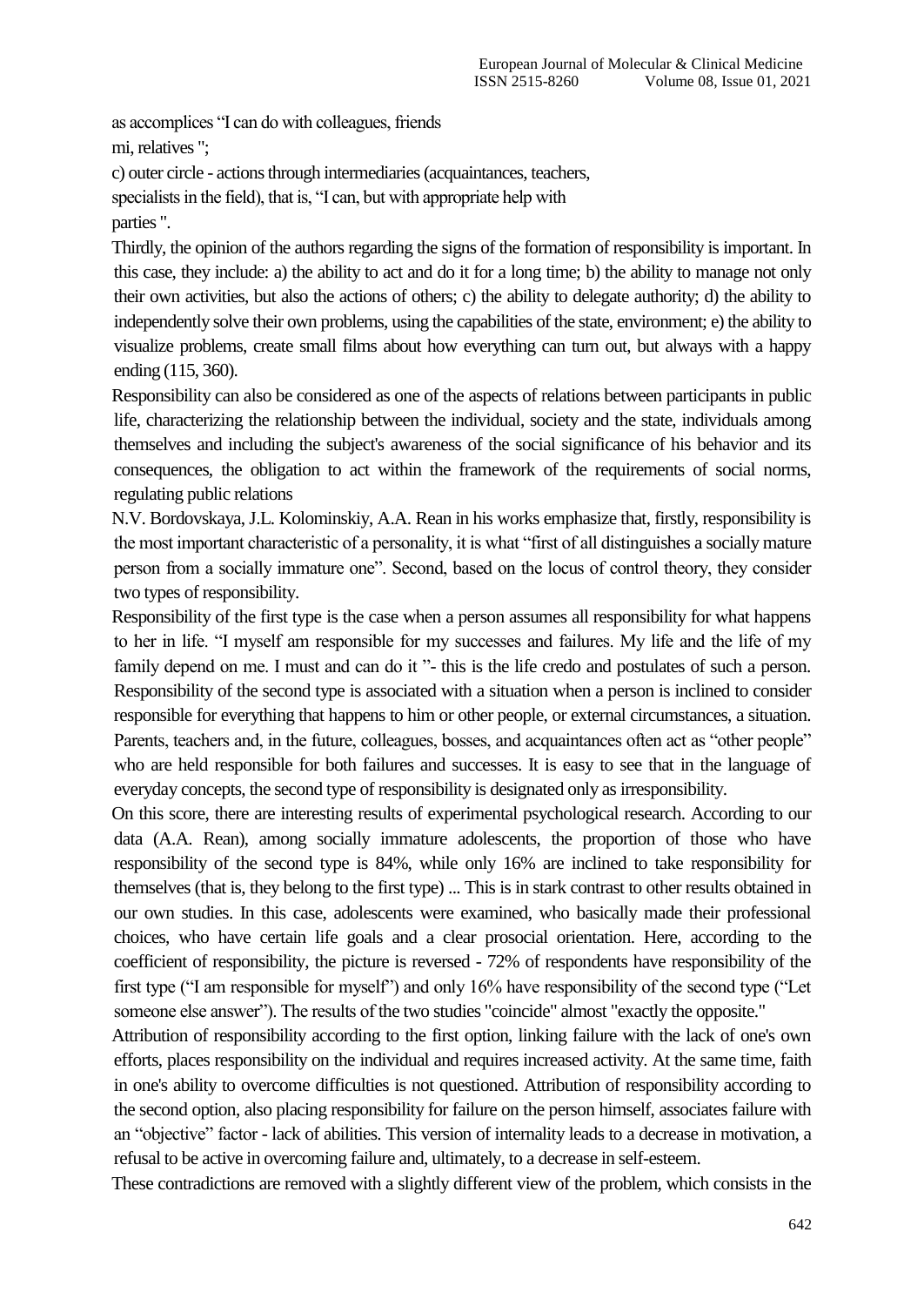as accomplices "I can do with colleagues, friends
mi, relatives ";

c) outer circle - actions through intermediaries (acquaintances, teachers, specialists in the field), that is, "I can, but with appropriate help with parties ".

Thirdly, the opinion of the authors regarding the signs of the formation of responsibility is important. In this case, they include: a) the ability to act and do it for a long time; b) the ability to manage not only their own activities, but also the actions of others; c) the ability to delegate authority; d) the ability to independently solve their own problems, using the capabilities of the state, environment; e) the ability to visualize problems, create small films about how everything can turn out, but always with a happy ending (115, 360).

Responsibility can also be considered as one of the aspects of relations between participants in public life, characterizing the relationship between the individual, society and the state, individuals among themselves and including the subject's awareness of the social significance of his behavior and its consequences, the obligation to act within the framework of the requirements of social norms, regulating public relations

N.V. Bordovskaya, J.L. Kolominskiy, A.A. Rean in his works emphasize that, firstly, responsibility is the most important characteristic of a personality, it is what "first of all distinguishes a socially mature person from a socially immature one". Second, based on the locus of control theory, they consider two types of responsibility.

Responsibility of the first type is the case when a person assumes all responsibility for what happens to her in life. "I myself am responsible for my successes and failures. My life and the life of my family depend on me. I must and can do it "- this is the life credo and postulates of such a person. Responsibility of the second type is associated with a situation when a person is inclined to consider responsible for everything that happens to him or other people, or external circumstances, a situation. Parents, teachers and, in the future, colleagues, bosses, and acquaintances often act as "other people" who are held responsible for both failures and successes. It is easy to see that in the language of everyday concepts, the second type of responsibility is designated only as irresponsibility.

On this score, there are interesting results of experimental psychological research. According to our data (A.A. Rean), among socially immature adolescents, the proportion of those who have responsibility of the second type is 84%, while only 16% are inclined to take responsibility for themselves (that is, they belong to the first type) ... This is in stark contrast to other results obtained in our own studies. In this case, adolescents were examined, who basically made their professional choices, who have certain life goals and a clear prosocial orientation. Here, according to the coefficient of responsibility, the picture is reversed - 72% of respondents have responsibility of the first type ("I am responsible for myself") and only 16% have responsibility of the second type ("Let someone else answer"). The results of the two studies "coincide" almost "exactly the opposite."

Attribution of responsibility according to the first option, linking failure with the lack of one's own efforts, places responsibility on the individual and requires increased activity. At the same time, faith in one's ability to overcome difficulties is not questioned. Attribution of responsibility according to the second option, also placing responsibility for failure on the person himself, associates failure with an "objective" factor - lack of abilities. This version of internality leads to a decrease in motivation, a refusal to be active in overcoming failure and, ultimately, to a decrease in self-esteem.

These contradictions are removed with a slightly different view of the problem, which consists in the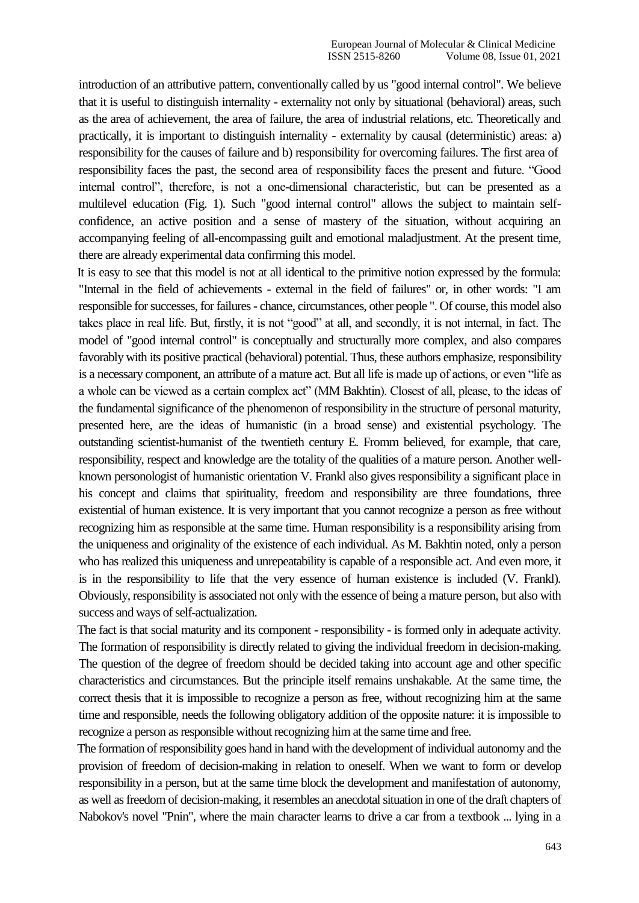introduction of an attributive pattern, conventionally called by us "good internal control". We believe that it is useful to distinguish internality - externality not only by situational (behavioral) areas, such as the area of achievement, the area of failure, the area of industrial relations, etc. Theoretically and practically, it is important to distinguish internality - externality by causal (deterministic) areas: a) responsibility for the causes of failure and b) responsibility for overcoming failures. The first area of responsibility faces the past, the second area of responsibility faces the present and future. "Good internal control", therefore, is not a one-dimensional characteristic, but can be presented as a multilevel education (Fig. 1). Such "good internal control" allows the subject to maintain self-confidence, an active position and a sense of mastery of the situation, without acquiring an accompanying feeling of all-encompassing guilt and emotional maladjustment. At the present time, there are already experimental data confirming this model.

It is easy to see that this model is not at all identical to the primitive notion expressed by the formula: "Internal in the field of achievements - external in the field of failures" or, in other words: "I am responsible for successes, for failures - chance, circumstances, other people ". Of course, this model also takes place in real life. But, firstly, it is not "good" at all, and secondly, it is not internal, in fact. The model of "good internal control" is conceptually and structurally more complex, and also compares favorably with its positive practical (behavioral) potential. Thus, these authors emphasize, responsibility is a necessary component, an attribute of a mature act. But all life is made up of actions, or even "life as a whole can be viewed as a certain complex act" (MM Bakhtin). Closest of all, please, to the ideas of the fundamental significance of the phenomenon of responsibility in the structure of personal maturity, presented here, are the ideas of humanistic (in a broad sense) and existential psychology. The outstanding scientist-humanist of the twentieth century E. Fromm believed, for example, that care, responsibility, respect and knowledge are the totality of the qualities of a mature person. Another well-known personologist of humanistic orientation V. Frankl also gives responsibility a significant place in his concept and claims that spirituality, freedom and responsibility are three foundations, three existential of human existence. It is very important that you cannot recognize a person as free without recognizing him as responsible at the same time. Human responsibility is a responsibility arising from the uniqueness and originality of the existence of each individual. As M. Bakhtin noted, only a person who has realized this uniqueness and unrepeatability is capable of a responsible act. And even more, it is in the responsibility to life that the very essence of human existence is included (V. Frankl). Obviously, responsibility is associated not only with the essence of being a mature person, but also with success and ways of self-actualization.

The fact is that social maturity and its component - responsibility - is formed only in adequate activity. The formation of responsibility is directly related to giving the individual freedom in decision-making. The question of the degree of freedom should be decided taking into account age and other specific characteristics and circumstances. But the principle itself remains unshakable. At the same time, the correct thesis that it is impossible to recognize a person as free, without recognizing him at the same time and responsible, needs the following obligatory addition of the opposite nature: it is impossible to recognize a person as responsible without recognizing him at the same time and free.

The formation of responsibility goes hand in hand with the development of individual autonomy and the provision of freedom of decision-making in relation to oneself. When we want to form or develop responsibility in a person, but at the same time block the development and manifestation of autonomy, as well as freedom of decision-making, it resembles an anecdotal situation in one of the draft chapters of Nabokov's novel "Pnin", where the main character learns to drive a car from a textbook ... lying in a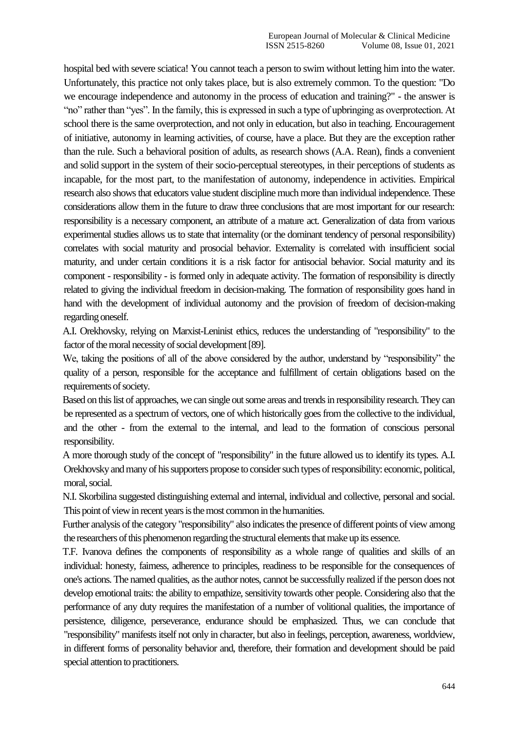hospital bed with severe sciatica! You cannot teach a person to swim without letting him into the water. Unfortunately, this practice not only takes place, but is also extremely common. To the question: "Do we encourage independence and autonomy in the process of education and training?" - the answer is "no" rather than "yes". In the family, this is expressed in such a type of upbringing as overprotection. At school there is the same overprotection, and not only in education, but also in teaching. Encouragement of initiative, autonomy in learning activities, of course, have a place. But they are the exception rather than the rule. Such a behavioral position of adults, as research shows (A.A. Rean), finds a convenient and solid support in the system of their socio-perceptual stereotypes, in their perceptions of students as incapable, for the most part, to the manifestation of autonomy, independence in activities. Empirical research also shows that educators value student discipline much more than individual independence. These considerations allow them in the future to draw three conclusions that are most important for our research: responsibility is a necessary component, an attribute of a mature act. Generalization of data from various experimental studies allows us to state that internality (or the dominant tendency of personal responsibility) correlates with social maturity and prosocial behavior. Externality is correlated with insufficient social maturity, and under certain conditions it is a risk factor for antisocial behavior. Social maturity and its component - responsibility - is formed only in adequate activity. The formation of responsibility is directly related to giving the individual freedom in decision-making. The formation of responsibility goes hand in hand with the development of individual autonomy and the provision of freedom of decision-making regarding oneself.

A.I. Orekhovsky, relying on Marxist-Leninist ethics, reduces the understanding of "responsibility" to the factor of the moral necessity of social development [89].

We, taking the positions of all of the above considered by the author, understand by "responsibility" the quality of a person, responsible for the acceptance and fulfillment of certain obligations based on the requirements of society.

Based on this list of approaches, we can single out some areas and trends in responsibility research. They can be represented as a spectrum of vectors, one of which historically goes from the collective to the individual, and the other - from the external to the internal, and lead to the formation of conscious personal responsibility.

A more thorough study of the concept of "responsibility" in the future allowed us to identify its types. A.I. Orekhovsky and many of his supporters propose to consider such types of responsibility: economic, political, moral, social.

N.I. Skorbilina suggested distinguishing external and internal, individual and collective, personal and social. This point of view in recent years is the most common in the humanities.

Further analysis of the category "responsibility" also indicates the presence of different points of view among the researchers of this phenomenon regarding the structural elements that make up its essence.

T.F. Ivanova defines the components of responsibility as a whole range of qualities and skills of an individual: honesty, fairness, adherence to principles, readiness to be responsible for the consequences of one's actions. The named qualities, as the author notes, cannot be successfully realized if the person does not develop emotional traits: the ability to empathize, sensitivity towards other people. Considering also that the performance of any duty requires the manifestation of a number of volitional qualities, the importance of persistence, diligence, perseverance, endurance should be emphasized. Thus, we can conclude that "responsibility" manifests itself not only in character, but also in feelings, perception, awareness, worldview, in different forms of personality behavior and, therefore, their formation and development should be paid special attention to practitioners.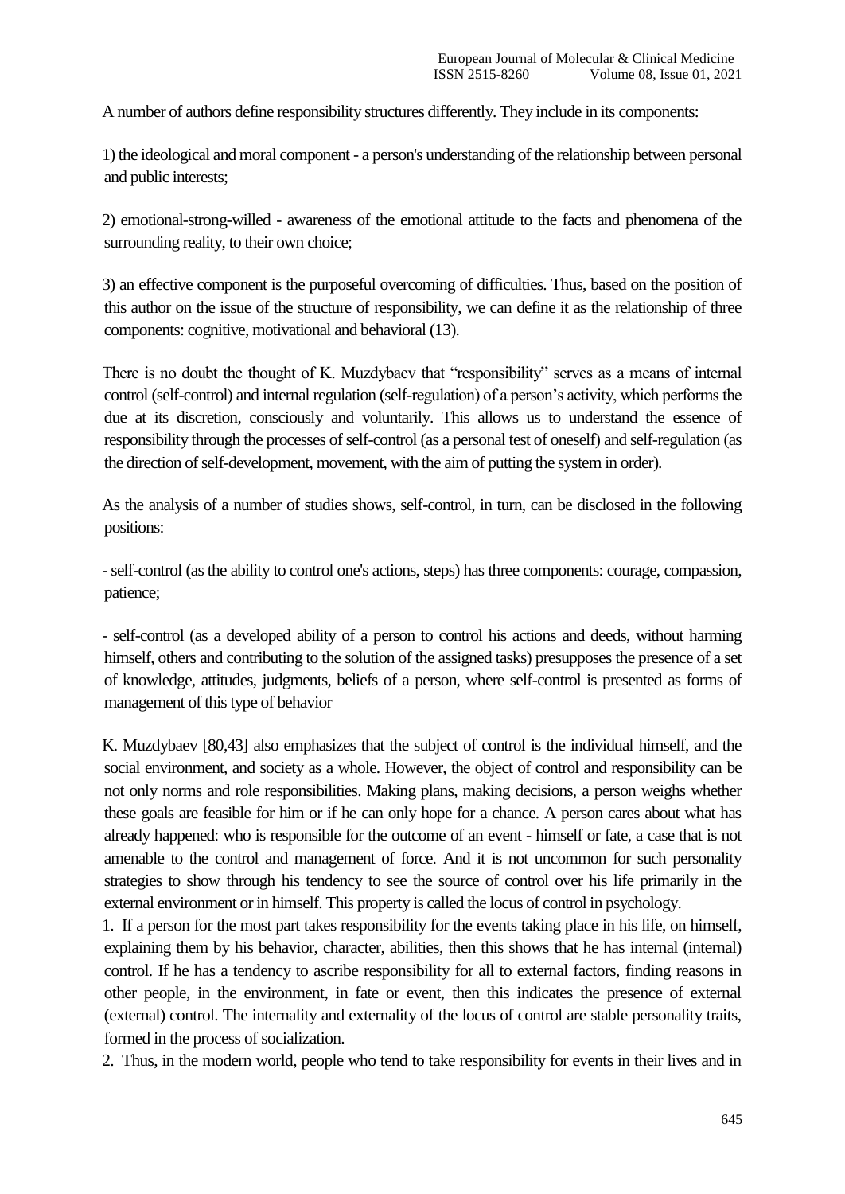A number of authors define responsibility structures differently. They include in its components:

1) the ideological and moral component - a person's understanding of the relationship between personal and public interests;

2) emotional-strong-willed - awareness of the emotional attitude to the facts and phenomena of the surrounding reality, to their own choice;

3) an effective component is the purposeful overcoming of difficulties. Thus, based on the position of this author on the issue of the structure of responsibility, we can define it as the relationship of three components: cognitive, motivational and behavioral (13).

There is no doubt the thought of K. Muzdybaev that “responsibility” serves as a means of internal control (self-control) and internal regulation (self-regulation) of a person’s activity, which performs the due at its discretion, consciously and voluntarily. This allows us to understand the essence of responsibility through the processes of self-control (as a personal test of oneself) and self-regulation (as the direction of self-development, movement, with the aim of putting the system in order).

As the analysis of a number of studies shows, self-control, in turn, can be disclosed in the following positions:

- self-control (as the ability to control one's actions, steps) has three components: courage, compassion, patience;

- self-control (as a developed ability of a person to control his actions and deeds, without harming himself, others and contributing to the solution of the assigned tasks) presupposes the presence of a set of knowledge, attitudes, judgments, beliefs of a person, where self-control is presented as forms of management of this type of behavior

K. Muzdybaev [80,43] also emphasizes that the subject of control is the individual himself, and the social environment, and society as a whole. However, the object of control and responsibility can be not only norms and role responsibilities. Making plans, making decisions, a person weighs whether these goals are feasible for him or if he can only hope for a chance. A person cares about what has already happened: who is responsible for the outcome of an event - himself or fate, a case that is not amenable to the control and management of force. And it is not uncommon for such personality strategies to show through his tendency to see the source of control over his life primarily in the external environment or in himself. This property is called the locus of control in psychology.

1. If a person for the most part takes responsibility for the events taking place in his life, on himself, explaining them by his behavior, character, abilities, then this shows that he has internal (internal) control. If he has a tendency to ascribe responsibility for all to external factors, finding reasons in other people, in the environment, in fate or event, then this indicates the presence of external (external) control. The internality and externality of the locus of control are stable personality traits, formed in the process of socialization.
2. Thus, in the modern world, people who tend to take responsibility for events in their lives and in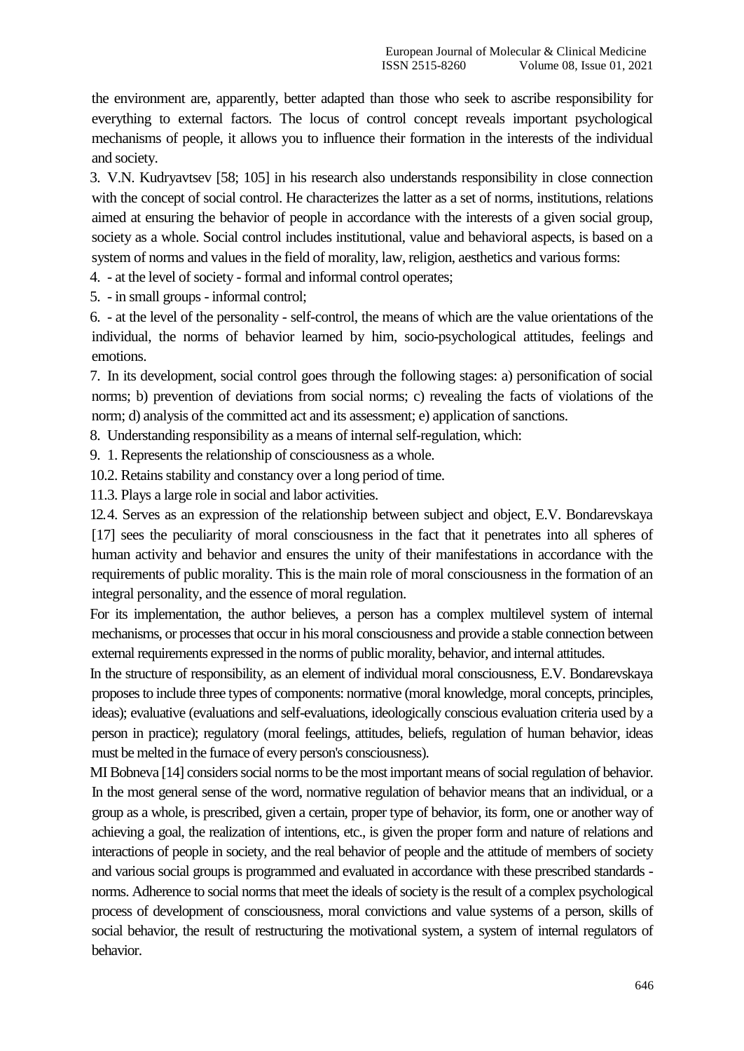the environment are, apparently, better adapted than those who seek to ascribe responsibility for everything to external factors. The locus of control concept reveals important psychological mechanisms of people, it allows you to influence their formation in the interests of the individual and society.

3. V.N. Kudryavtsev [58; 105] in his research also understands responsibility in close connection with the concept of social control. He characterizes the latter as a set of norms, institutions, relations aimed at ensuring the behavior of people in accordance with the interests of a given social group, society as a whole. Social control includes institutional, value and behavioral aspects, is based on a system of norms and values in the field of morality, law, religion, aesthetics and various forms:
4. - at the level of society - formal and informal control operates;
5. - in small groups - informal control;
6. - at the level of the personality - self-control, the means of which are the value orientations of the individual, the norms of behavior learned by him, socio-psychological attitudes, feelings and emotions.
7. In its development, social control goes through the following stages: a) personification of social norms; b) prevention of deviations from social norms; c) revealing the facts of violations of the norm; d) analysis of the committed act and its assessment; e) application of sanctions.
8. Understanding responsibility as a means of internal self-regulation, which:
9. 1. Represents the relationship of consciousness as a whole.
10. 2. Retains stability and constancy over a long period of time.
11. 3. Plays a large role in social and labor activities.
12. 4. Serves as an expression of the relationship between subject and object, E.V. Bondarevskaya [17] sees the peculiarity of moral consciousness in the fact that it penetrates into all spheres of human activity and behavior and ensures the unity of their manifestations in accordance with the requirements of public morality. This is the main role of moral consciousness in the formation of an integral personality, and the essence of moral regulation.

For its implementation, the author believes, a person has a complex multilevel system of internal mechanisms, or processes that occur in his moral consciousness and provide a stable connection between external requirements expressed in the norms of public morality, behavior, and internal attitudes.

In the structure of responsibility, as an element of individual moral consciousness, E.V. Bondarevskaya proposes to include three types of components: normative (moral knowledge, moral concepts, principles, ideas); evaluative (evaluations and self-evaluations, ideologically conscious evaluation criteria used by a person in practice); regulatory (moral feelings, attitudes, beliefs, regulation of human behavior, ideas must be melted in the furnace of every person's consciousness).

MI Bobneva [14] considers social norms to be the most important means of social regulation of behavior. In the most general sense of the word, normative regulation of behavior means that an individual, or a group as a whole, is prescribed, given a certain, proper type of behavior, its form, one or another way of achieving a goal, the realization of intentions, etc., is given the proper form and nature of relations and interactions of people in society, and the real behavior of people and the attitude of members of society and various social groups is programmed and evaluated in accordance with these prescribed standards - norms. Adherence to social norms that meet the ideals of society is the result of a complex psychological process of development of consciousness, moral convictions and value systems of a person, skills of social behavior, the result of restructuring the motivational system, a system of internal regulators of behavior.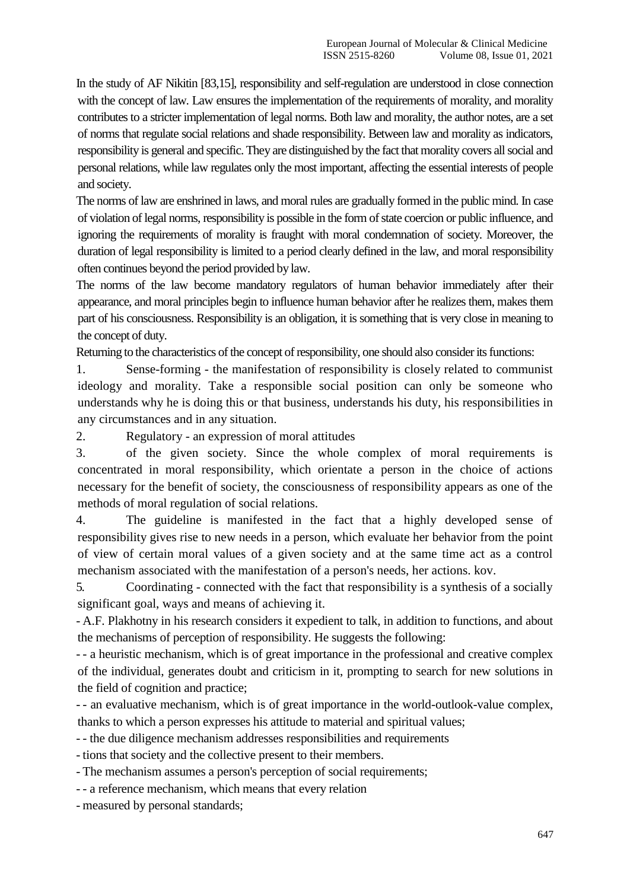In the study of AF Nikitin [83,15], responsibility and self-regulation are understood in close connection with the concept of law. Law ensures the implementation of the requirements of morality, and morality contributes to a stricter implementation of legal norms. Both law and morality, the author notes, are a set of norms that regulate social relations and shade responsibility. Between law and morality as indicators, responsibility is general and specific. They are distinguished by the fact that morality covers all social and personal relations, while law regulates only the most important, affecting the essential interests of people and society.

The norms of law are enshrined in laws, and moral rules are gradually formed in the public mind. In case of violation of legal norms, responsibility is possible in the form of state coercion or public influence, and ignoring the requirements of morality is fraught with moral condemnation of society. Moreover, the duration of legal responsibility is limited to a period clearly defined in the law, and moral responsibility often continues beyond the period provided by law.

The norms of the law become mandatory regulators of human behavior immediately after their appearance, and moral principles begin to influence human behavior after he realizes them, makes them part of his consciousness. Responsibility is an obligation, it is something that is very close in meaning to the concept of duty.

Returning to the characteristics of the concept of responsibility, one should also consider its functions:

1. Sense-forming - the manifestation of responsibility is closely related to communist ideology and morality. Take a responsible social position can only be someone who understands why he is doing this or that business, understands his duty, his responsibilities in any circumstances and in any situation.
2. Regulatory - an expression of moral attitudes
3. of the given society. Since the whole complex of moral requirements is concentrated in moral responsibility, which orientate a person in the choice of actions necessary for the benefit of society, the consciousness of responsibility appears as one of the methods of moral regulation of social relations.
4. The guideline is manifested in the fact that a highly developed sense of responsibility gives rise to new needs in a person, which evaluate her behavior from the point of view of certain moral values of a given society and at the same time act as a control mechanism associated with the manifestation of a person's needs, her actions. kov.
5. Coordinating - connected with the fact that responsibility is a synthesis of a socially significant goal, ways and means of achieving it.

- A.F. Plakhotny in his research considers it expedient to talk, in addition to functions, and about the mechanisms of perception of responsibility. He suggests the following:

- - a heuristic mechanism, which is of great importance in the professional and creative complex of the individual, generates doubt and criticism in it, prompting to search for new solutions in the field of cognition and practice;
- - an evaluative mechanism, which is of great importance in the world-outlook-value complex, thanks to which a person expresses his attitude to material and spiritual values;
- - the due diligence mechanism addresses responsibilities and requirements
- tions that society and the collective present to their members.
- The mechanism assumes a person's perception of social requirements;
- - a reference mechanism, which means that every relation
- measured by personal standards;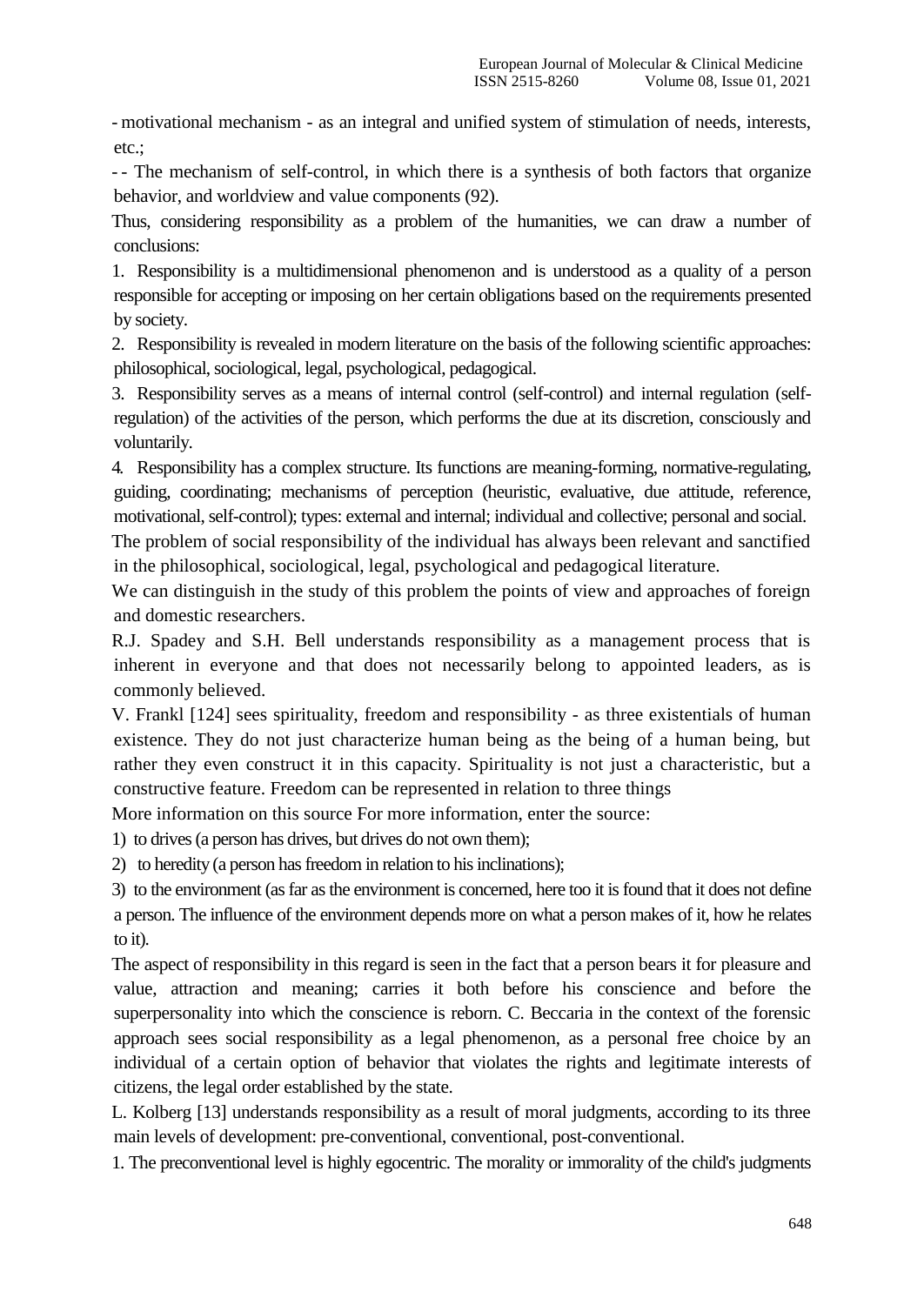- motivational mechanism - as an integral and unified system of stimulation of needs, interests, etc.;

-- The mechanism of self-control, in which there is a synthesis of both factors that organize behavior, and worldview and value components (92).

Thus, considering responsibility as a problem of the humanities, we can draw a number of conclusions:

1. Responsibility is a multidimensional phenomenon and is understood as a quality of a person responsible for accepting or imposing on her certain obligations based on the requirements presented by society.
2. Responsibility is revealed in modern literature on the basis of the following scientific approaches: philosophical, sociological, legal, psychological, pedagogical.
3. Responsibility serves as a means of internal control (self-control) and internal regulation (self-regulation) of the activities of the person, which performs the due at its discretion, consciously and voluntarily.
4. Responsibility has a complex structure. Its functions are meaning-forming, normative-regulating, guiding, coordinating; mechanisms of perception (heuristic, evaluative, due attitude, reference, motivational, self-control); types: external and internal; individual and collective; personal and social.

The problem of social responsibility of the individual has always been relevant and sanctified in the philosophical, sociological, legal, psychological and pedagogical literature.

We can distinguish in the study of this problem the points of view and approaches of foreign and domestic researchers.

R.J. Spadey and S.H. Bell understands responsibility as a management process that is inherent in everyone and that does not necessarily belong to appointed leaders, as is commonly believed.

V. Frankl [124] sees spirituality, freedom and responsibility - as three existentials of human existence. They do not just characterize human being as the being of a human being, but rather they even construct it in this capacity. Spirituality is not just a characteristic, but a constructive feature. Freedom can be represented in relation to three things

More information on this source For more information, enter the source:

1) to drives (a person has drives, but drives do not own them);
2) to heredity (a person has freedom in relation to his inclinations);
3) to the environment (as far as the environment is concerned, here too it is found that it does not define a person. The influence of the environment depends more on what a person makes of it, how he relates to it).

The aspect of responsibility in this regard is seen in the fact that a person bears it for pleasure and value, attraction and meaning; carries it both before his conscience and before the superpersonality into which the conscience is reborn. C. Beccaria in the context of the forensic approach sees social responsibility as a legal phenomenon, as a personal free choice by an individual of a certain option of behavior that violates the rights and legitimate interests of citizens, the legal order established by the state.

L. Kolberg [13] understands responsibility as a result of moral judgments, according to its three main levels of development: pre-conventional, conventional, post-conventional.

1. The preconventional level is highly egocentric. The morality or immorality of the child's judgments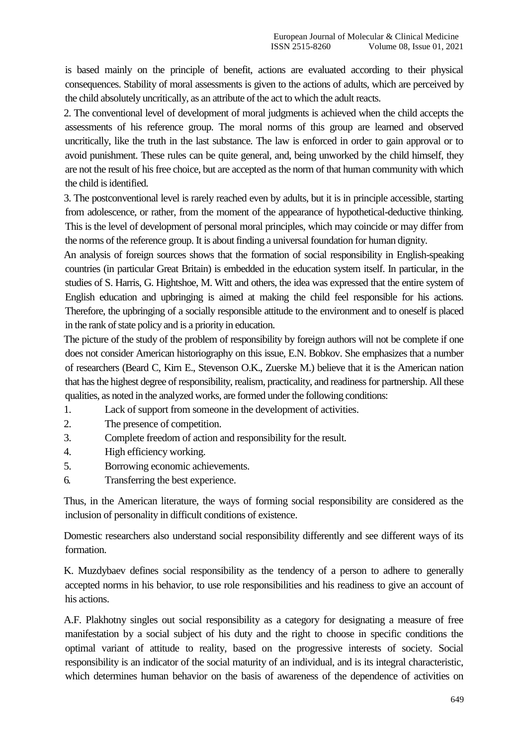is based mainly on the principle of benefit, actions are evaluated according to their physical consequences. Stability of moral assessments is given to the actions of adults, which are perceived by the child absolutely uncritically, as an attribute of the act to which the adult reacts.

2. The conventional level of development of moral judgments is achieved when the child accepts the assessments of his reference group. The moral norms of this group are learned and observed uncritically, like the truth in the last substance. The law is enforced in order to gain approval or to avoid punishment. These rules can be quite general, and, being unworked by the child himself, they are not the result of his free choice, but are accepted as the norm of that human community with which the child is identified.

3. The postconventional level is rarely reached even by adults, but it is in principle accessible, starting from adolescence, or rather, from the moment of the appearance of hypothetical-deductive thinking. This is the level of development of personal moral principles, which may coincide or may differ from the norms of the reference group. It is about finding a universal foundation for human dignity.

An analysis of foreign sources shows that the formation of social responsibility in English-speaking countries (in particular Great Britain) is embedded in the education system itself. In particular, in the studies of S. Harris, G. Hightshoe, M. Witt and others, the idea was expressed that the entire system of English education and upbringing is aimed at making the child feel responsible for his actions. Therefore, the upbringing of a socially responsible attitude to the environment and to oneself is placed in the rank of state policy and is a priority in education.

The picture of the study of the problem of responsibility by foreign authors will not be complete if one does not consider American historiography on this issue, E.N. Bobkov. She emphasizes that a number of researchers (Beard C, Kirn E., Stevenson O.K., Zuerske M.) believe that it is the American nation that has the highest degree of responsibility, realism, practicality, and readiness for partnership. All these qualities, as noted in the analyzed works, are formed under the following conditions:

1. Lack of support from someone in the development of activities.
2. The presence of competition.
3. Complete freedom of action and responsibility for the result.
4. High efficiency working.
5. Borrowing economic achievements.
6. Transferring the best experience.

Thus, in the American literature, the ways of forming social responsibility are considered as the inclusion of personality in difficult conditions of existence.

Domestic researchers also understand social responsibility differently and see different ways of its formation.

K. Muzdybaev defines social responsibility as the tendency of a person to adhere to generally accepted norms in his behavior, to use role responsibilities and his readiness to give an account of his actions.

A.F. Plakhotny singles out social responsibility as a category for designating a measure of free manifestation by a social subject of his duty and the right to choose in specific conditions the optimal variant of attitude to reality, based on the progressive interests of society. Social responsibility is an indicator of the social maturity of an individual, and is its integral characteristic, which determines human behavior on the basis of awareness of the dependence of activities on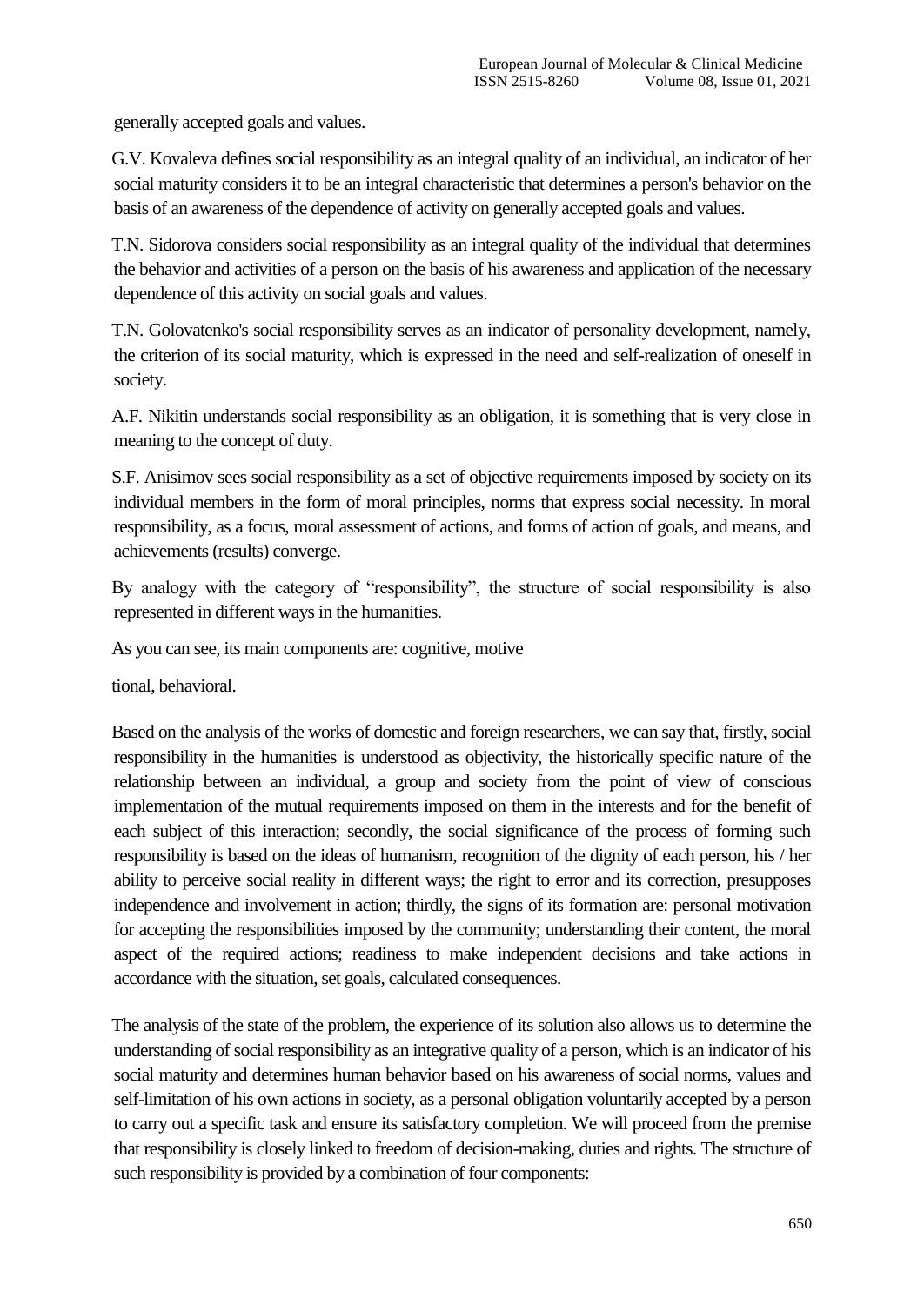generally accepted goals and values.

G.V. Kovaleva defines social responsibility as an integral quality of an individual, an indicator of her social maturity considers it to be an integral characteristic that determines a person's behavior on the basis of an awareness of the dependence of activity on generally accepted goals and values.

T.N. Sidorova considers social responsibility as an integral quality of the individual that determines the behavior and activities of a person on the basis of his awareness and application of the necessary dependence of this activity on social goals and values.

T.N. Golovatenko's social responsibility serves as an indicator of personality development, namely, the criterion of its social maturity, which is expressed in the need and self-realization of oneself in society.

A.F. Nikitin understands social responsibility as an obligation, it is something that is very close in meaning to the concept of duty.

S.F. Anisimov sees social responsibility as a set of objective requirements imposed by society on its individual members in the form of moral principles, norms that express social necessity. In moral responsibility, as a focus, moral assessment of actions, and forms of action of goals, and means, and achievements (results) converge.

By analogy with the category of "responsibility", the structure of social responsibility is also represented in different ways in the humanities.

As you can see, its main components are: cognitive, motive

tional, behavioral.

Based on the analysis of the works of domestic and foreign researchers, we can say that, firstly, social responsibility in the humanities is understood as objectivity, the historically specific nature of the relationship between an individual, a group and society from the point of view of conscious implementation of the mutual requirements imposed on them in the interests and for the benefit of each subject of this interaction; secondly, the social significance of the process of forming such responsibility is based on the ideas of humanism, recognition of the dignity of each person, his / her ability to perceive social reality in different ways; the right to error and its correction, presupposes independence and involvement in action; thirdly, the signs of its formation are: personal motivation for accepting the responsibilities imposed by the community; understanding their content, the moral aspect of the required actions; readiness to make independent decisions and take actions in accordance with the situation, set goals, calculated consequences.

The analysis of the state of the problem, the experience of its solution also allows us to determine the understanding of social responsibility as an integrative quality of a person, which is an indicator of his social maturity and determines human behavior based on his awareness of social norms, values and self-limitation of his own actions in society, as a personal obligation voluntarily accepted by a person to carry out a specific task and ensure its satisfactory completion. We will proceed from the premise that responsibility is closely linked to freedom of decision-making, duties and rights. The structure of such responsibility is provided by a combination of four components: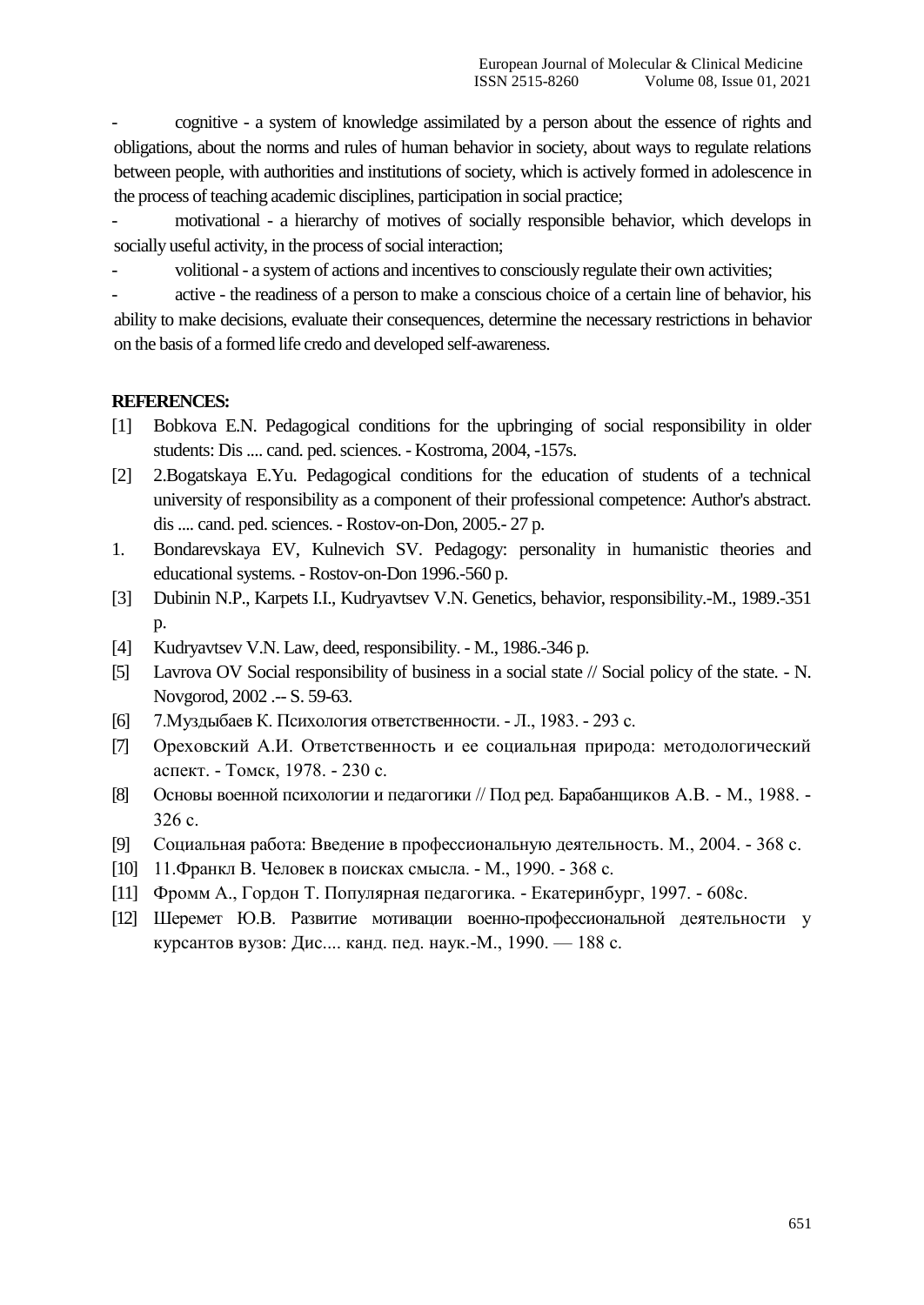- cognitive - a system of knowledge assimilated by a person about the essence of rights and obligations, about the norms and rules of human behavior in society, about ways to regulate relations between people, with authorities and institutions of society, which is actively formed in adolescence in the process of teaching academic disciplines, participation in social practice;
- motivational - a hierarchy of motives of socially responsible behavior, which develops in socially useful activity, in the process of social interaction;
- volitional - a system of actions and incentives to consciously regulate their own activities;
- active - the readiness of a person to make a conscious choice of a certain line of behavior, his ability to make decisions, evaluate their consequences, determine the necessary restrictions in behavior on the basis of a formed life credo and developed self-awareness.

**REFERENCES:**

[1] Bobkova E.N. Pedagogical conditions for the upbringing of social responsibility in older students: Dis .... cand. ped. sciences. - Kostroma, 2004, -157s.

[2] 2.Bogatskaya E.Yu. Pedagogical conditions for the education of students of a technical university of responsibility as a component of their professional competence: Author's abstract. dis .... cand. ped. sciences. - Rostov-on-Don, 2005.- 27 p.

1. Bondarevskaya EV, Kulnevich SV. Pedagogy: personality in humanistic theories and educational systems. - Rostov-on-Don 1996.-560 p.

[3] Dubinin N.P., Karpets I.I., Kudryavtsev V.N. Genetics, behavior, responsibility.-M., 1989.-351 p.

[4] Kudryavtsev V.N. Law, deed, responsibility. - M., 1986.-346 p.

[5] Lavrova OV Social responsibility of business in a social state // Social policy of the state. - N. Novgorod, 2002 .-- S. 59-63.

[6] 7.Муздыбаев К. Психология ответственности. - Л., 1983. - 293 с.

[7] Ореховский А.И. Ответственность и ее социальная природа: методологический аспект. - Томск, 1978. - 230 с.

[8] Основы военной психологии и педагогики // Под ред. Барабанщиков А.В. - М., 1988. - 326 с.

[9] Социальная работа: Введение в профессиональную деятельность. М., 2004. - 368 с.

[10] 11.Франкл В. Человек в поисках смысла. - М., 1990. - 368 с.

[11] Фромм А., Гордон Т. Популярная педагогика. - Екатеринбург, 1997. - 608с.

[12] Шеремет Ю.В. Развитие мотивации военно-профессиональной деятельности у курсантов вузов: Дис.... канд. пед. наук.-М., 1990. — 188 с.